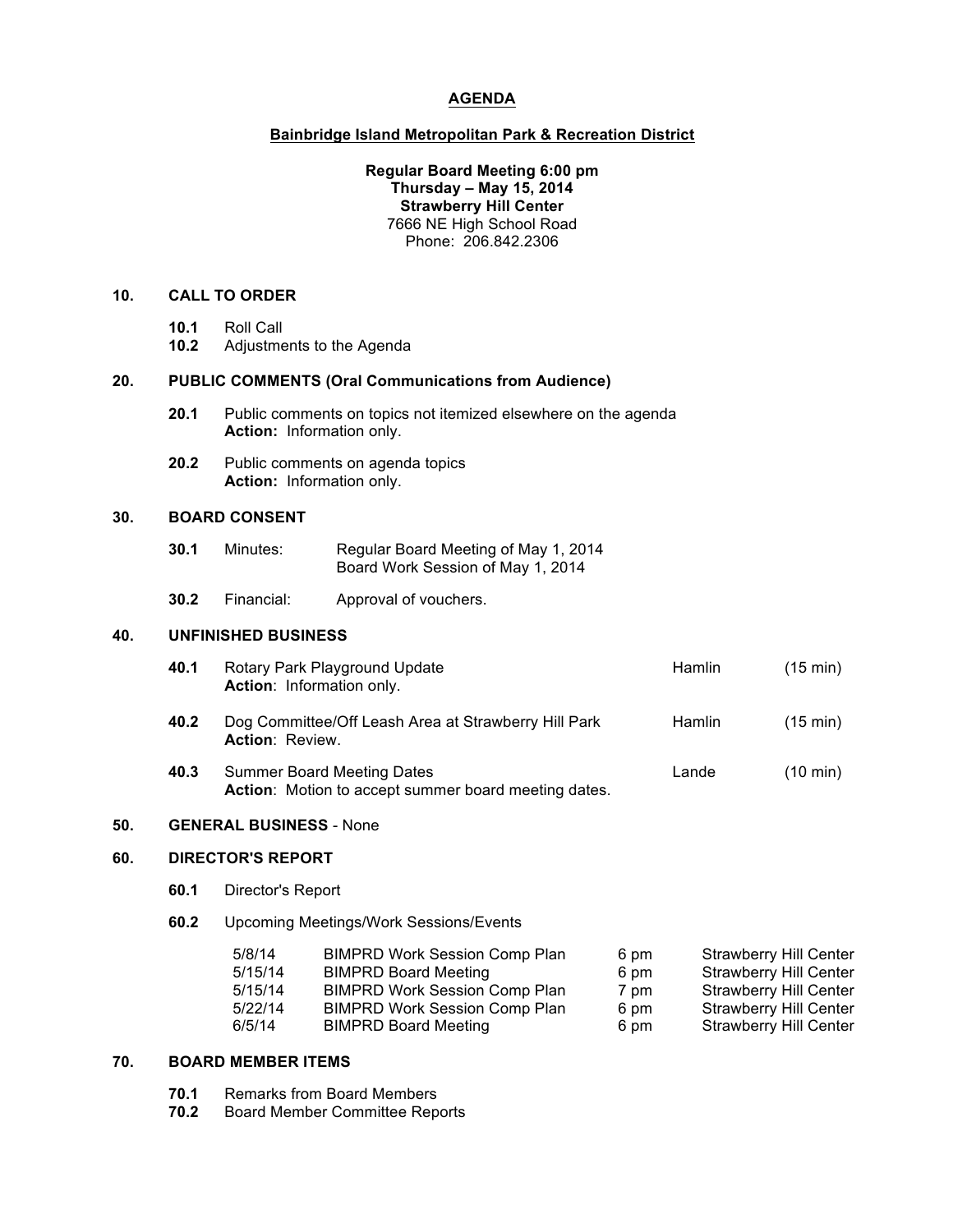# AGENDA

## Bainbridge Island Metropolitan Park & Recreation District

**Regular Board Meeting 6:00 pm**
**Thursday – May 15, 2014**
**Strawberry Hill Center**
7666 NE High School Road
Phone: 206.842.2306

### 10. CALL TO ORDER

- **10.1** Roll Call
- **10.2** Adjustments to the Agenda

### 20. PUBLIC COMMENTS (Oral Communications from Audience)

- **20.1** Public comments on topics not itemized elsewhere on the agenda
  **Action:** Information only.
- **20.2** Public comments on agenda topics
  **Action:** Information only.

### 30. BOARD CONSENT

- **30.1** Minutes: Regular Board Meeting of May 1, 2014
  Board Work Session of May 1, 2014
- **30.2** Financial: Approval of vouchers.

### 40. UNFINISHED BUSINESS

| | | | |
|---|---|---|---|
| **40.1** | Rotary Park Playground Update<br>**Action**: Information only. | Hamlin | (15 min) |
| **40.2** | Dog Committee/Off Leash Area at Strawberry Hill Park<br>**Action**: Review. | Hamlin | (15 min) |
| **40.3** | Summer Board Meeting Dates<br>**Action**: Motion to accept summer board meeting dates. | Lande | (10 min) |

### 50. GENERAL BUSINESS - None

### 60. DIRECTOR'S REPORT

- **60.1** Director's Report
- **60.2** Upcoming Meetings/Work Sessions/Events

| | | | |
|---|---|---|---|
| 5/8/14 | BIMPRD Work Session Comp Plan | 6 pm | Strawberry Hill Center |
| 5/15/14 | BIMPRD Board Meeting | 6 pm | Strawberry Hill Center |
| 5/15/14 | BIMPRD Work Session Comp Plan | 7 pm | Strawberry Hill Center |
| 5/22/14 | BIMPRD Work Session Comp Plan | 6 pm | Strawberry Hill Center |
| 6/5/14 | BIMPRD Board Meeting | 6 pm | Strawberry Hill Center |

### 70. BOARD MEMBER ITEMS

- **70.1** Remarks from Board Members
- **70.2** Board Member Committee Reports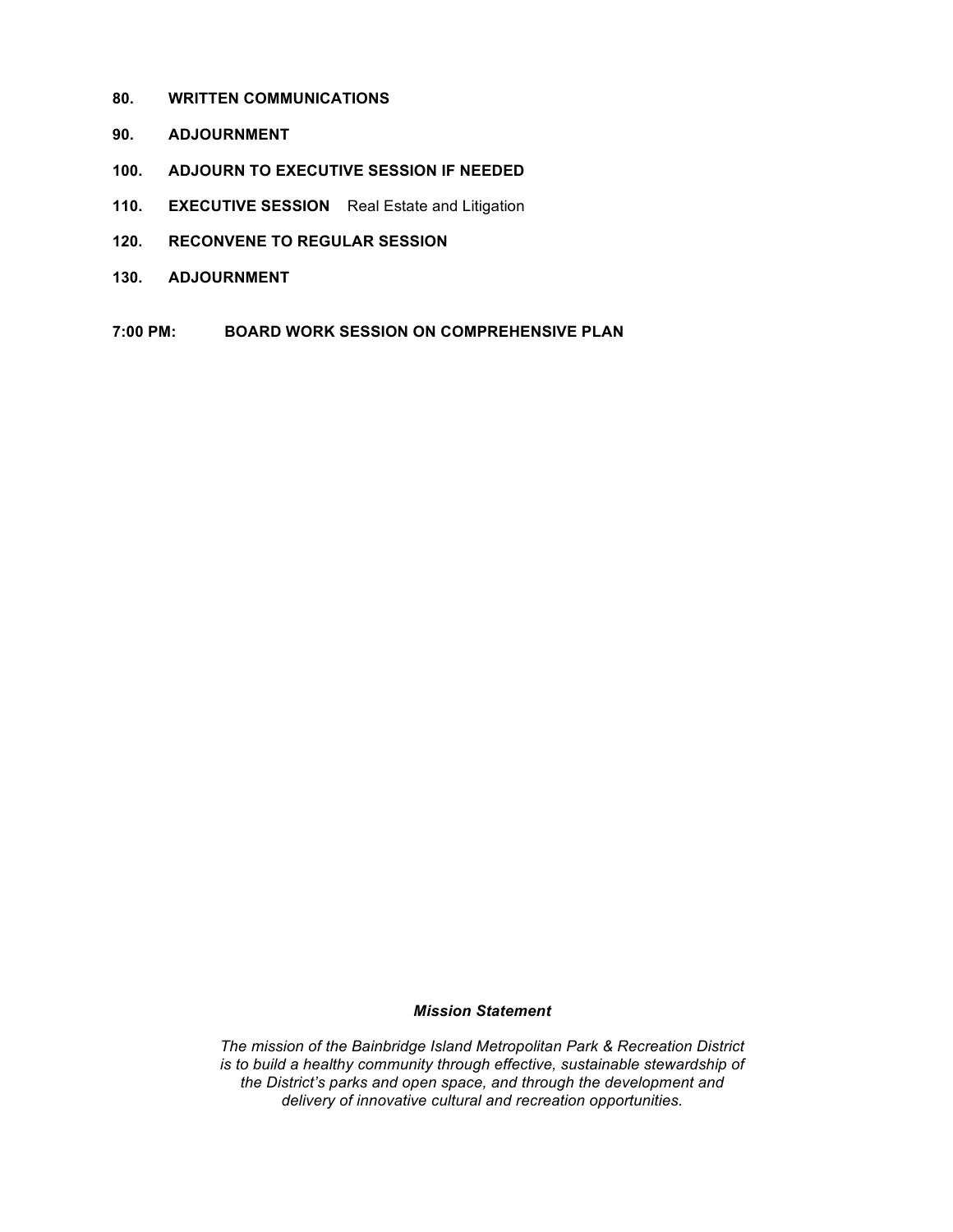**80. WRITTEN COMMUNICATIONS**

**90. ADJOURNMENT**

**100. ADJOURN TO EXECUTIVE SESSION IF NEEDED**

**110. EXECUTIVE SESSION** Real Estate and Litigation

**120. RECONVENE TO REGULAR SESSION**

**130. ADJOURNMENT**

**7:00 PM: BOARD WORK SESSION ON COMPREHENSIVE PLAN**

***Mission Statement***

*The mission of the Bainbridge Island Metropolitan Park & Recreation District is to build a healthy community through effective, sustainable stewardship of the District's parks and open space, and through the development and delivery of innovative cultural and recreation opportunities.*